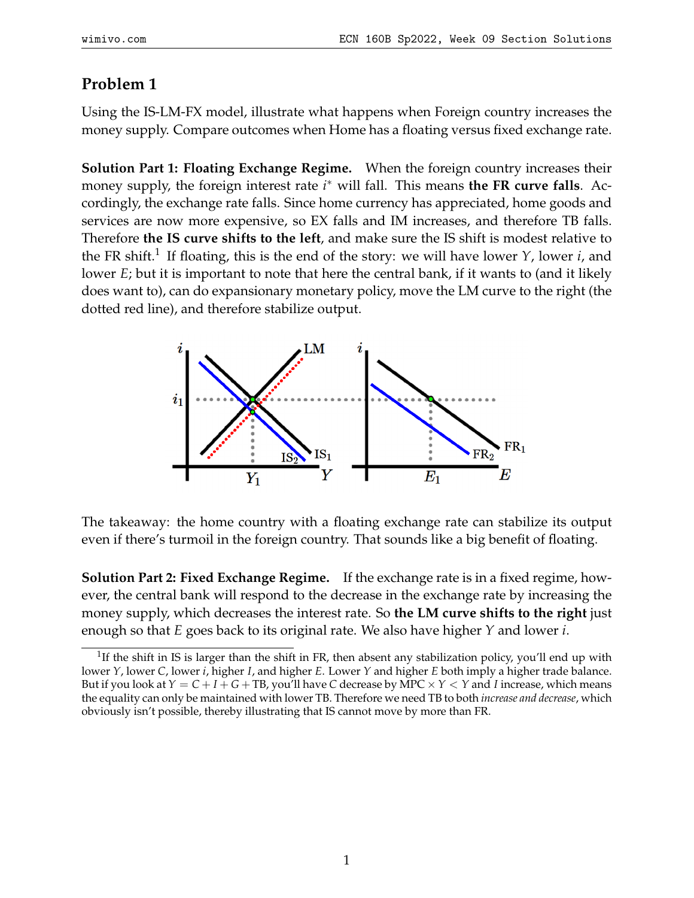## Problem 1

Using the IS-LM-FX model, illustrate what happens when Foreign country increases the money supply. Compare outcomes when Home has a floating versus fixed exchange rate.

**Solution Part 1: Floating Exchange Regime.** When the foreign country increases their money supply, the foreign interest rate $i^*$ will fall. This means **the FR curve falls**. Accordingly, the exchange rate falls. Since home currency has appreciated, home goods and services are now more expensive, so EX falls and IM increases, and therefore TB falls. Therefore **the IS curve shifts to the left**, and make sure the IS shift is modest relative to the FR shift.[1] If floating, this is the end of the story: we will have lower $Y$, lower $i$, and lower $E$; but it is important to note that here the central bank, if it wants to (and it likely does want to), can do expansionary monetary policy, move the LM curve to the right (the dotted red line), and therefore stabilize output.

The takeaway: the home country with a floating exchange rate can stabilize its output even if there's turmoil in the foreign country. That sounds like a big benefit of floating.

**Solution Part 2: Fixed Exchange Regime.** If the exchange rate is in a fixed regime, however, the central bank will respond to the decrease in the exchange rate by increasing the money supply, which decreases the interest rate. So **the LM curve shifts to the right** just enough so that $E$ goes back to its original rate. We also have higher $Y$ and lower $i$.

[1] If the shift in IS is larger than the shift in FR, then absent any stabilization policy, you'll end up with lower $Y$, lower $C$, lower $i$, higher $I$, and higher $E$. Lower $Y$ and higher $E$ both imply a higher trade balance. But if you look at $Y = C + I + G + \text{TB}$, you'll have $C$ decrease by $\text{MPC} \times Y < Y$ and $I$ increase, which means the equality can only be maintained with lower TB. Therefore we need TB to both *increase and decrease*, which obviously isn't possible, thereby illustrating that IS cannot move by more than FR.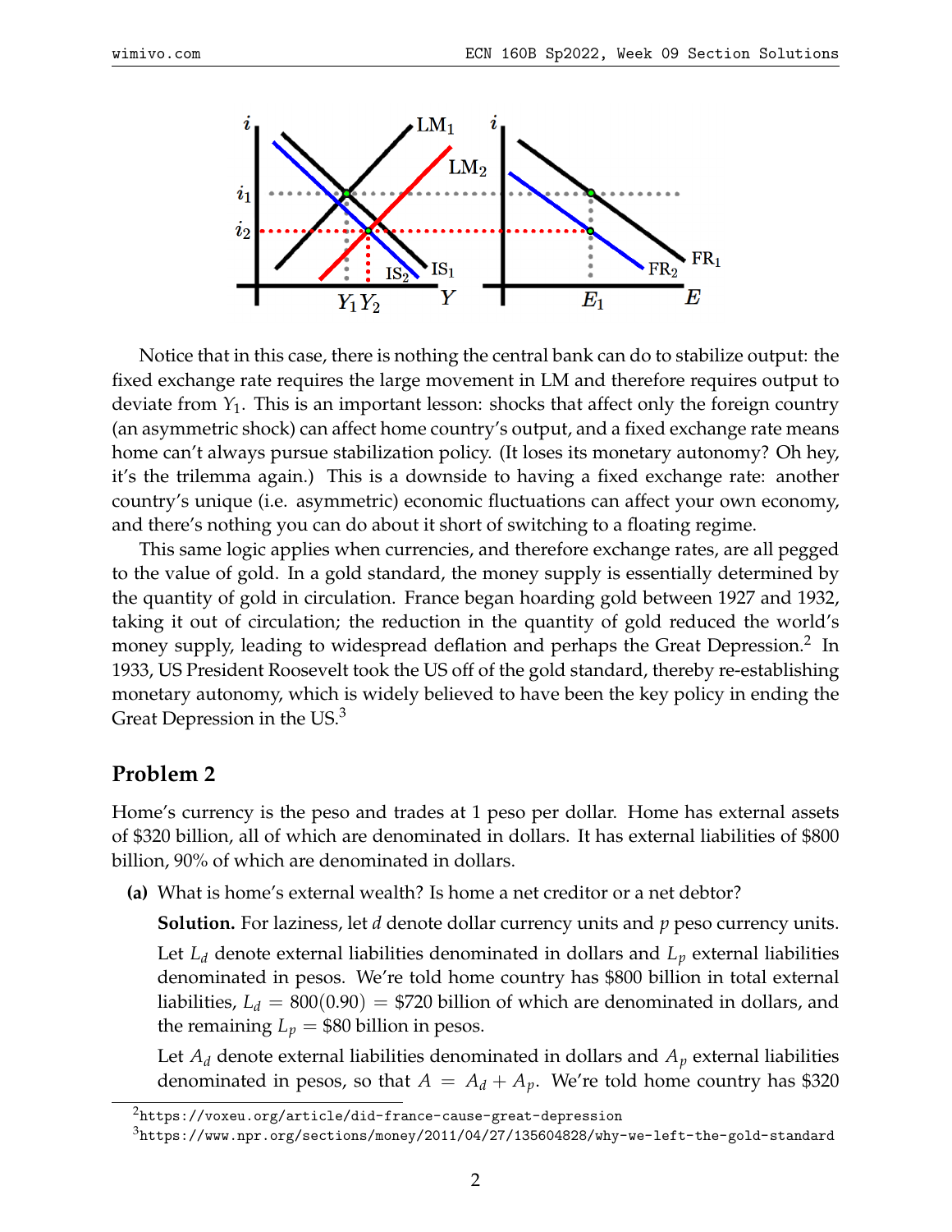Notice that in this case, there is nothing the central bank can do to stabilize output: the fixed exchange rate requires the large movement in LM and therefore requires output to deviate from $Y_1$. This is an important lesson: shocks that affect only the foreign country (an asymmetric shock) can affect home country's output, and a fixed exchange rate means home can't always pursue stabilization policy. (It loses its monetary autonomy? Oh hey, it's the trilemma again.) This is a downside to having a fixed exchange rate: another country's unique (i.e. asymmetric) economic fluctuations can affect your own economy, and there's nothing you can do about it short of switching to a floating regime.

This same logic applies when currencies, and therefore exchange rates, are all pegged to the value of gold. In a gold standard, the money supply is essentially determined by the quantity of gold in circulation. France began hoarding gold between 1927 and 1932, taking it out of circulation; the reduction in the quantity of gold reduced the world's money supply, leading to widespread deflation and perhaps the Great Depression.[2] In 1933, US President Roosevelt took the US off of the gold standard, thereby re-establishing monetary autonomy, which is widely believed to have been the key policy in ending the Great Depression in the US.[3]

## Problem 2

Home's currency is the peso and trades at 1 peso per dollar. Home has external assets of \$320 billion, all of which are denominated in dollars. It has external liabilities of \$800 billion, 90% of which are denominated in dollars.

**(a)** What is home's external wealth? Is home a net creditor or a net debtor?

**Solution.** For laziness, let $d$ denote dollar currency units and $p$ peso currency units.

Let $L_d$ denote external liabilities denominated in dollars and $L_p$ external liabilities denominated in pesos. We're told home country has \$800 billion in total external liabilities, $L_d = 800(0.90) =$ \$720 billion of which are denominated in dollars, and the remaining $L_p =$ \$80 billion in pesos.

Let $A_d$ denote external liabilities denominated in dollars and $A_p$ external liabilities denominated in pesos, so that $A = A_d + A_p$. We're told home country has \$320

[2] https://voxeu.org/article/did-france-cause-great-depression

[3] https://www.npr.org/sections/money/2011/04/27/135604828/why-we-left-the-gold-standard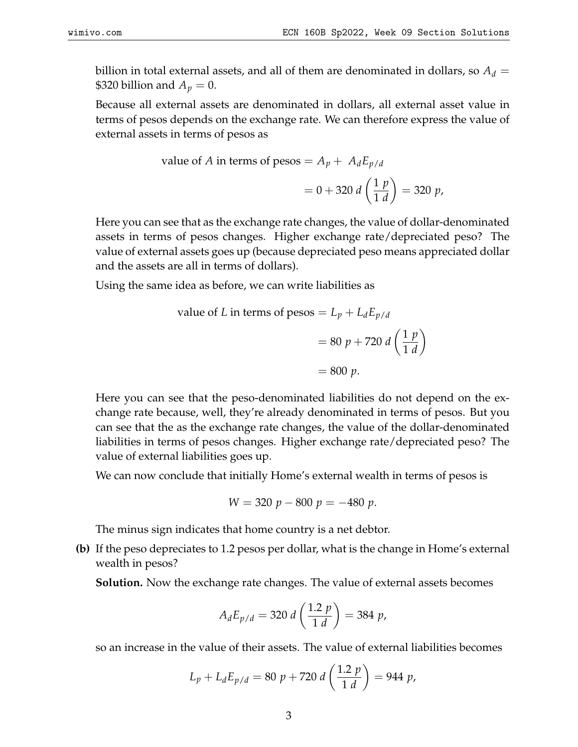billion in total external assets, and all of them are denominated in dollars, so $A_d =$ \$320 billion and $A_p = 0$.

Because all external assets are denominated in dollars, all external asset value in terms of pesos depends on the exchange rate. We can therefore express the value of external assets in terms of pesos as

$$\begin{aligned}
\text{value of } A \text{ in terms of pesos} &= A_p + \ A_d E_{p/d} \\
&= 0 + 320\ d \left( \frac{1\ p}{1\ d} \right) = 320\ p,
\end{aligned}$$

Here you can see that as the exchange rate changes, the value of dollar-denominated assets in terms of pesos changes. Higher exchange rate/depreciated peso? The value of external assets goes up (because depreciated peso means appreciated dollar and the assets are all in terms of dollars).

Using the same idea as before, we can write liabilities as

$$\begin{aligned}
\text{value of } L \text{ in terms of pesos} &= L_p + L_d E_{p/d} \\
&= 80\ p + 720\ d \left( \frac{1\ p}{1\ d} \right) \\
&= 800\ p.
\end{aligned}$$

Here you can see that the peso-denominated liabilities do not depend on the exchange rate because, well, they're already denominated in terms of pesos. But you can see that the as the exchange rate changes, the value of the dollar-denominated liabilities in terms of pesos changes. Higher exchange rate/depreciated peso? The value of external liabilities goes up.

We can now conclude that initially Home's external wealth in terms of pesos is

$$W = 320\ p - 800\ p = -480\ p.$$

The minus sign indicates that home country is a net debtor.

**(b)** If the peso depreciates to 1.2 pesos per dollar, what is the change in Home's external wealth in pesos?

**Solution.** Now the exchange rate changes. The value of external assets becomes

$$A_d E_{p/d} = 320\ d \left( \frac{1.2\ p}{1\ d} \right) = 384\ p,$$

so an increase in the value of their assets. The value of external liabilities becomes

$$L_p + L_d E_{p/d} = 80\ p + 720\ d \left( \frac{1.2\ p}{1\ d} \right) = 944\ p,$$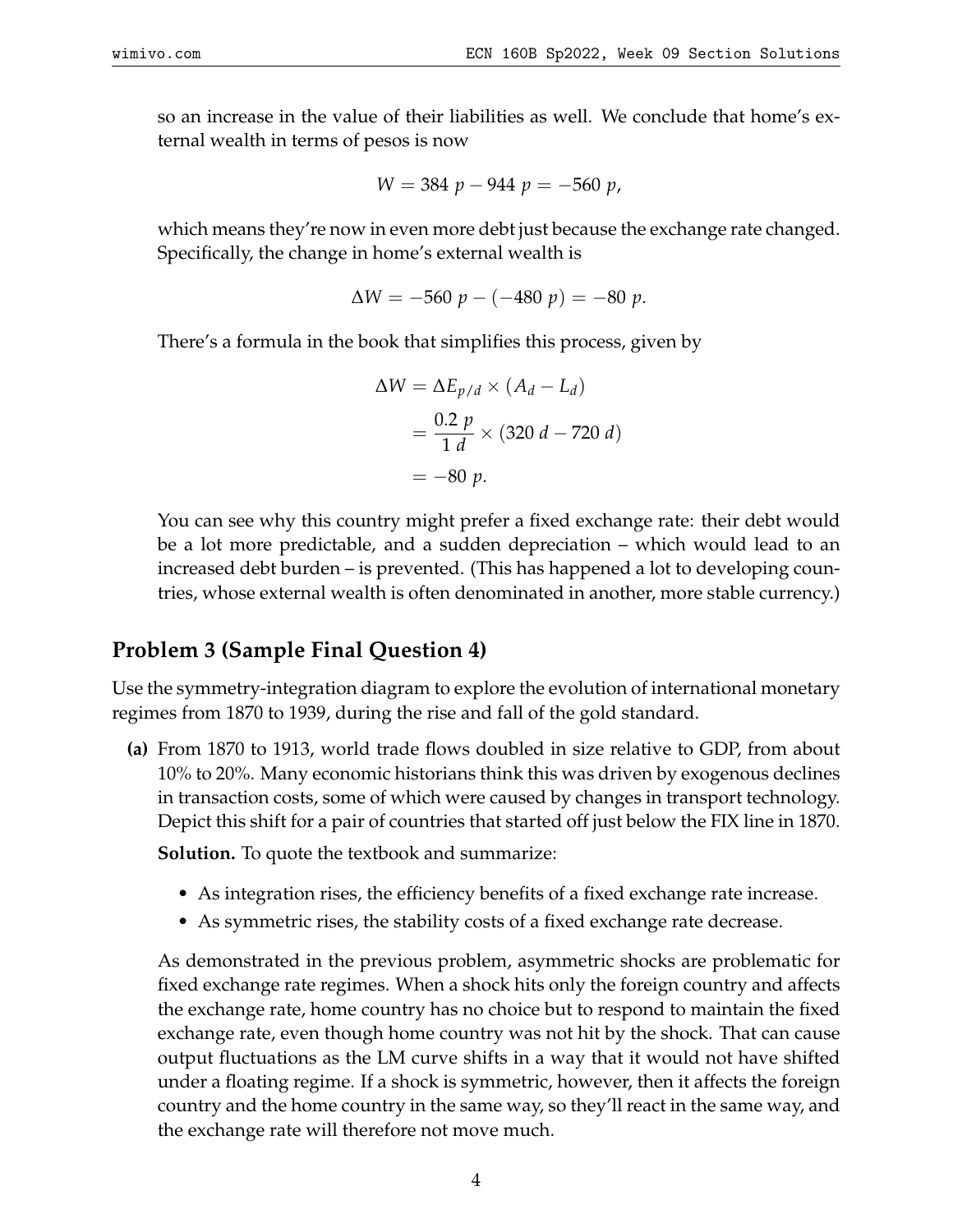so an increase in the value of their liabilities as well. We conclude that home's external wealth in terms of pesos is now

$$W = 384\ p - 944\ p = -560\ p,$$

which means they're now in even more debt just because the exchange rate changed. Specifically, the change in home's external wealth is

$$\Delta W = -560\ p - (-480\ p) = -80\ p.$$

There's a formula in the book that simplifies this process, given by

$$\begin{aligned}
\Delta W &= \Delta E_{p/d} \times (A_d - L_d) \\
&= \frac{0.2\ p}{1\ d} \times (320\ d - 720\ d) \\
&= -80\ p.
\end{aligned}$$

You can see why this country might prefer a fixed exchange rate: their debt would be a lot more predictable, and a sudden depreciation – which would lead to an increased debt burden – is prevented. (This has happened a lot to developing countries, whose external wealth is often denominated in another, more stable currency.)

## Problem 3 (Sample Final Question 4)

Use the symmetry-integration diagram to explore the evolution of international monetary regimes from 1870 to 1939, during the rise and fall of the gold standard.

**(a)** From 1870 to 1913, world trade flows doubled in size relative to GDP, from about 10% to 20%. Many economic historians think this was driven by exogenous declines in transaction costs, some of which were caused by changes in transport technology. Depict this shift for a pair of countries that started off just below the FIX line in 1870.

**Solution.** To quote the textbook and summarize:

- As integration rises, the efficiency benefits of a fixed exchange rate increase.
- As symmetric rises, the stability costs of a fixed exchange rate decrease.

As demonstrated in the previous problem, asymmetric shocks are problematic for fixed exchange rate regimes. When a shock hits only the foreign country and affects the exchange rate, home country has no choice but to respond to maintain the fixed exchange rate, even though home country was not hit by the shock. That can cause output fluctuations as the LM curve shifts in a way that it would not have shifted under a floating regime. If a shock is symmetric, however, then it affects the foreign country and the home country in the same way, so they'll react in the same way, and the exchange rate will therefore not move much.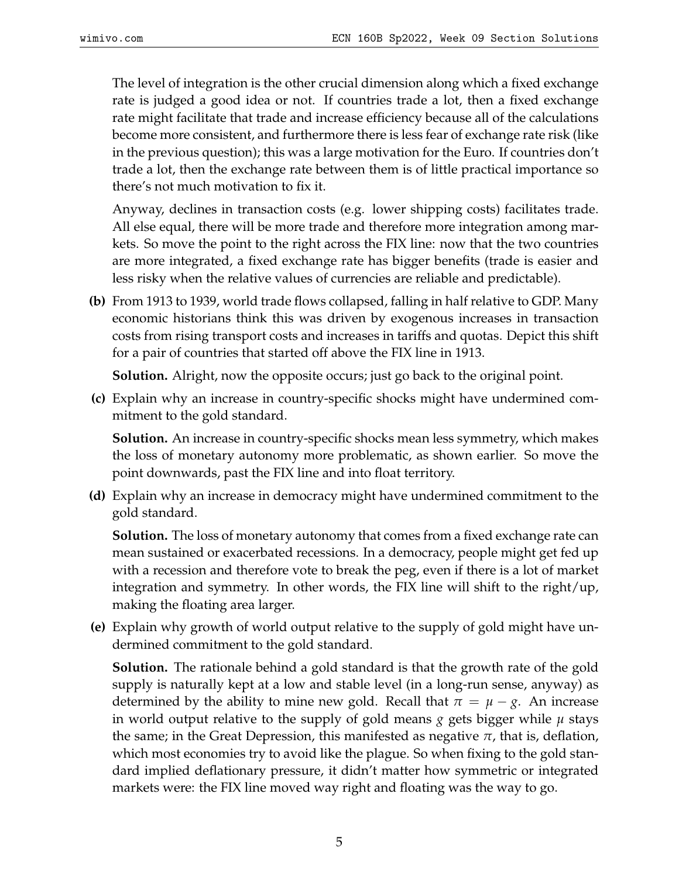The level of integration is the other crucial dimension along which a fixed exchange rate is judged a good idea or not. If countries trade a lot, then a fixed exchange rate might facilitate that trade and increase efficiency because all of the calculations become more consistent, and furthermore there is less fear of exchange rate risk (like in the previous question); this was a large motivation for the Euro. If countries don't trade a lot, then the exchange rate between them is of little practical importance so there's not much motivation to fix it.

Anyway, declines in transaction costs (e.g. lower shipping costs) facilitates trade. All else equal, there will be more trade and therefore more integration among markets. So move the point to the right across the FIX line: now that the two countries are more integrated, a fixed exchange rate has bigger benefits (trade is easier and less risky when the relative values of currencies are reliable and predictable).

**(b)** From 1913 to 1939, world trade flows collapsed, falling in half relative to GDP. Many economic historians think this was driven by exogenous increases in transaction costs from rising transport costs and increases in tariffs and quotas. Depict this shift for a pair of countries that started off above the FIX line in 1913.

**Solution.** Alright, now the opposite occurs; just go back to the original point.

**(c)** Explain why an increase in country-specific shocks might have undermined commitment to the gold standard.

**Solution.** An increase in country-specific shocks mean less symmetry, which makes the loss of monetary autonomy more problematic, as shown earlier. So move the point downwards, past the FIX line and into float territory.

**(d)** Explain why an increase in democracy might have undermined commitment to the gold standard.

**Solution.** The loss of monetary autonomy that comes from a fixed exchange rate can mean sustained or exacerbated recessions. In a democracy, people might get fed up with a recession and therefore vote to break the peg, even if there is a lot of market integration and symmetry. In other words, the FIX line will shift to the right/up, making the floating area larger.

**(e)** Explain why growth of world output relative to the supply of gold might have undermined commitment to the gold standard.

**Solution.** The rationale behind a gold standard is that the growth rate of the gold supply is naturally kept at a low and stable level (in a long-run sense, anyway) as determined by the ability to mine new gold. Recall that $\pi = \mu - g$. An increase in world output relative to the supply of gold means $g$ gets bigger while $\mu$ stays the same; in the Great Depression, this manifested as negative $\pi$, that is, deflation, which most economies try to avoid like the plague. So when fixing to the gold standard implied deflationary pressure, it didn't matter how symmetric or integrated markets were: the FIX line moved way right and floating was the way to go.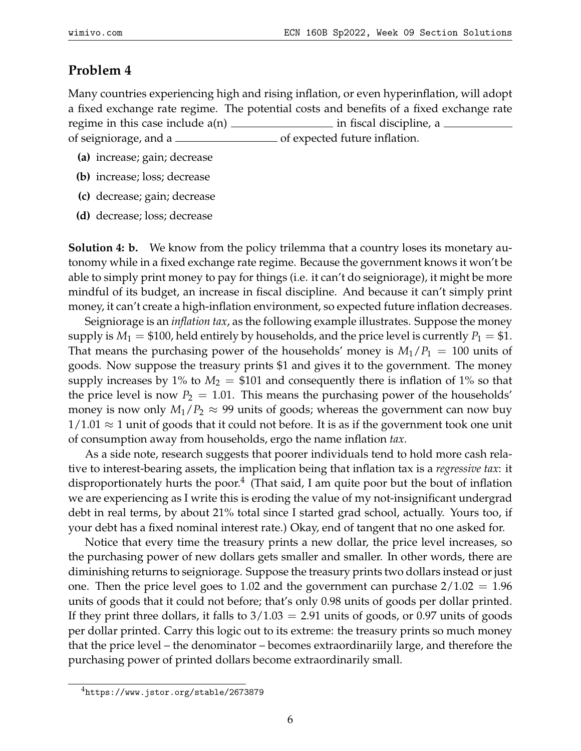## Problem 4

Many countries experiencing high and rising inflation, or even hyperinflation, will adopt a fixed exchange rate regime. The potential costs and benefits of a fixed exchange rate regime in this case include a(n) ________________ in fiscal discipline, a ___________ of seigniorage, and a ________________ of expected future inflation.

**(a)** increase; gain; decrease

**(b)** increase; loss; decrease

**(c)** decrease; gain; decrease

**(d)** decrease; loss; decrease

**Solution 4: b.** We know from the policy trilemma that a country loses its monetary autonomy while in a fixed exchange rate regime. Because the government knows it won't be able to simply print money to pay for things (i.e. it can't do seigniorage), it might be more mindful of its budget, an increase in fiscal discipline. And because it can't simply print money, it can't create a high-inflation environment, so expected future inflation decreases.

Seigniorage is an *inflation tax*, as the following example illustrates. Suppose the money supply is $M_1 = \$100$, held entirely by households, and the price level is currently $P_1 = \$1$. That means the purchasing power of the households' money is $M_1/P_1 = 100$ units of goods. Now suppose the treasury prints \$1 and gives it to the government. The money supply increases by 1% to $M_2 = \$101$ and consequently there is inflation of 1% so that the price level is now $P_2 = 1.01$. This means the purchasing power of the households' money is now only $M_1/P_2 \approx 99$ units of goods; whereas the government can now buy $1/1.01 \approx 1$ unit of goods that it could not before. It is as if the government took one unit of consumption away from households, ergo the name inflation *tax*.

As a side note, research suggests that poorer individuals tend to hold more cash relative to interest-bearing assets, the implication being that inflation tax is a *regressive tax*: it disproportionately hurts the poor.[4] (That said, I am quite poor but the bout of inflation we are experiencing as I write this is eroding the value of my not-insignificant undergrad debt in real terms, by about 21% total since I started grad school, actually. Yours too, if your debt has a fixed nominal interest rate.) Okay, end of tangent that no one asked for.

Notice that every time the treasury prints a new dollar, the price level increases, so the purchasing power of new dollars gets smaller and smaller. In other words, there are diminishing returns to seigniorage. Suppose the treasury prints two dollars instead or just one. Then the price level goes to 1.02 and the government can purchase $2/1.02 = 1.96$ units of goods that it could not before; that's only 0.98 units of goods per dollar printed. If they print three dollars, it falls to $3/1.03 = 2.91$ units of goods, or 0.97 units of goods per dollar printed. Carry this logic out to its extreme: the treasury prints so much money that the price level – the denominator – becomes extraordinariily large, and therefore the purchasing power of printed dollars become extraordinarily small.

[4] https://www.jstor.org/stable/2673879